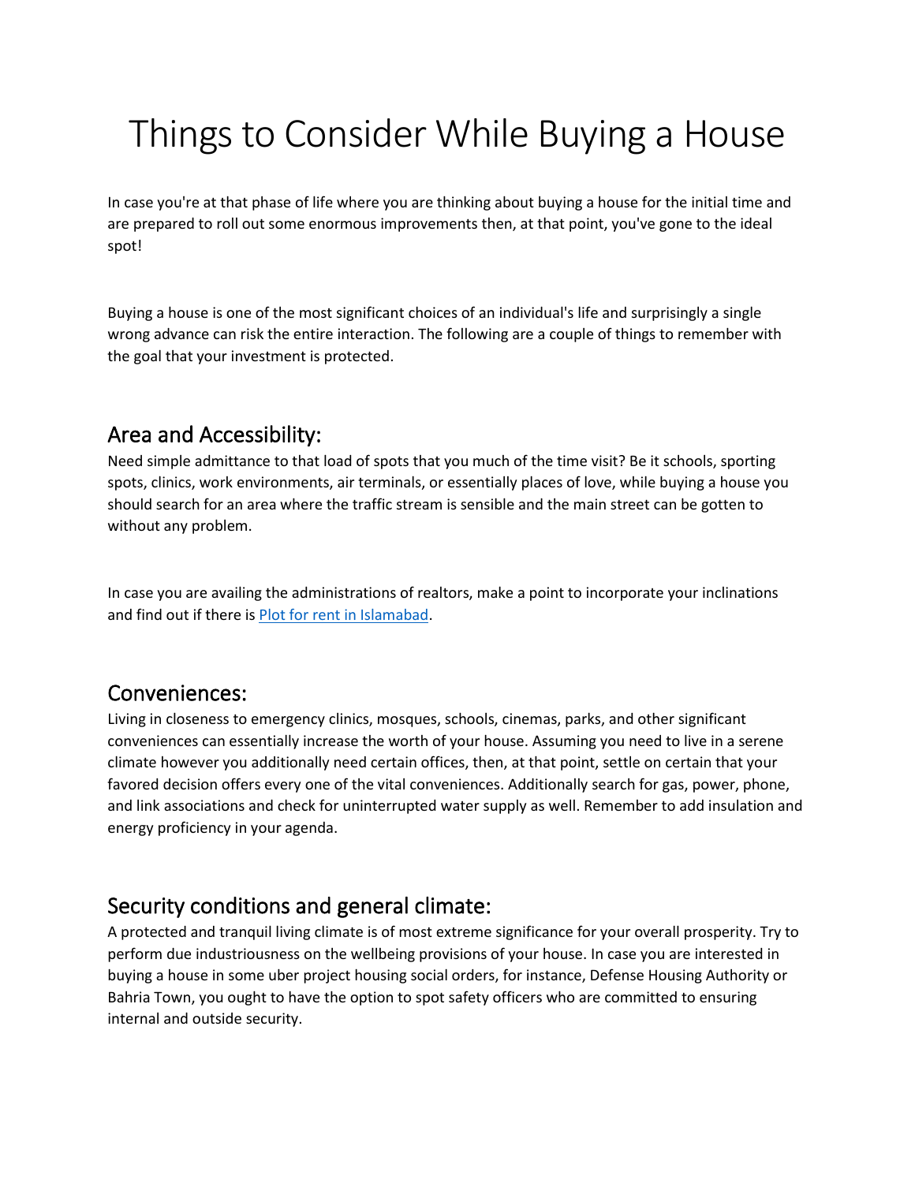# Things to Consider While Buying a House

In case you're at that phase of life where you are thinking about buying a house for the initial time and are prepared to roll out some enormous improvements then, at that point, you've gone to the ideal spot!

Buying a house is one of the most significant choices of an individual's life and surprisingly a single wrong advance can risk the entire interaction. The following are a couple of things to remember with the goal that your investment is protected.

## Area and Accessibility:

Need simple admittance to that load of spots that you much of the time visit? Be it schools, sporting spots, clinics, work environments, air terminals, or essentially places of love, while buying a house you should search for an area where the traffic stream is sensible and the main street can be gotten to without any problem.

In case you are availing the administrations of realtors, make a point to incorporate your inclinations and find out if there is [Plot for rent in Islamabad](Plot for rent in Islamabad).

## Conveniences:

Living in closeness to emergency clinics, mosques, schools, cinemas, parks, and other significant conveniences can essentially increase the worth of your house. Assuming you need to live in a serene climate however you additionally need certain offices, then, at that point, settle on certain that your favored decision offers every one of the vital conveniences. Additionally search for gas, power, phone, and link associations and check for uninterrupted water supply as well. Remember to add insulation and energy proficiency in your agenda.

## Security conditions and general climate:

A protected and tranquil living climate is of most extreme significance for your overall prosperity. Try to perform due industriousness on the wellbeing provisions of your house. In case you are interested in buying a house in some uber project housing social orders, for instance, Defense Housing Authority or Bahria Town, you ought to have the option to spot safety officers who are committed to ensuring internal and outside security.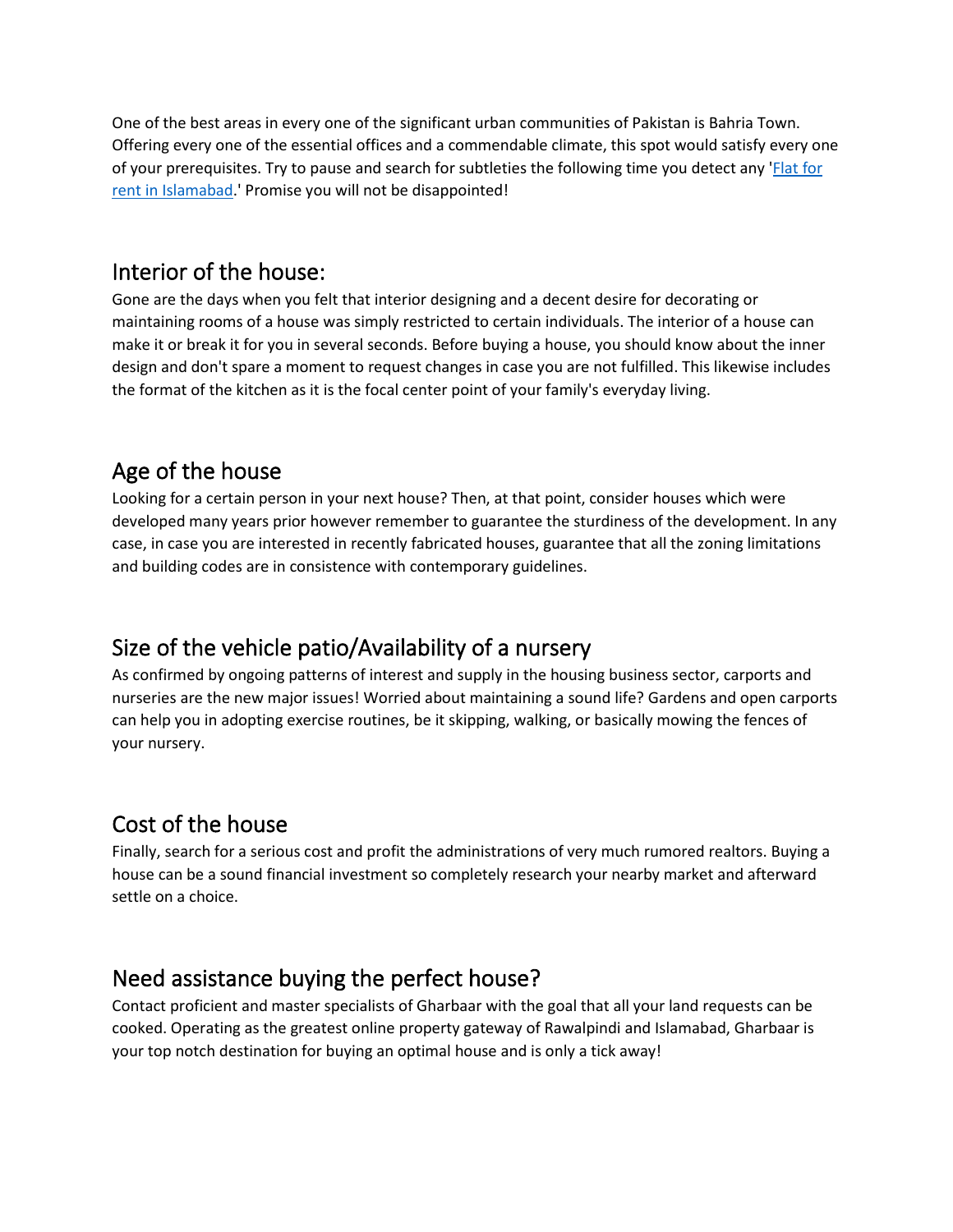One of the best areas in every one of the significant urban communities of Pakistan is Bahria Town. Offering every one of the essential offices and a commendable climate, this spot would satisfy every one of your prerequisites. Try to pause and search for subtleties the following time you detect any '[Flat for rent in Islamabad](#).' Promise you will not be disappointed!

## Interior of the house:

Gone are the days when you felt that interior designing and a decent desire for decorating or maintaining rooms of a house was simply restricted to certain individuals. The interior of a house can make it or break it for you in several seconds. Before buying a house, you should know about the inner design and don't spare a moment to request changes in case you are not fulfilled. This likewise includes the format of the kitchen as it is the focal center point of your family's everyday living.

## Age of the house

Looking for a certain person in your next house? Then, at that point, consider houses which were developed many years prior however remember to guarantee the sturdiness of the development. In any case, in case you are interested in recently fabricated houses, guarantee that all the zoning limitations and building codes are in consistence with contemporary guidelines.

## Size of the vehicle patio/Availability of a nursery

As confirmed by ongoing patterns of interest and supply in the housing business sector, carports and nurseries are the new major issues! Worried about maintaining a sound life? Gardens and open carports can help you in adopting exercise routines, be it skipping, walking, or basically mowing the fences of your nursery.

## Cost of the house

Finally, search for a serious cost and profit the administrations of very much rumored realtors. Buying a house can be a sound financial investment so completely research your nearby market and afterward settle on a choice.

## Need assistance buying the perfect house?

Contact proficient and master specialists of Gharbaar with the goal that all your land requests can be cooked. Operating as the greatest online property gateway of Rawalpindi and Islamabad, Gharbaar is your top notch destination for buying an optimal house and is only a tick away!